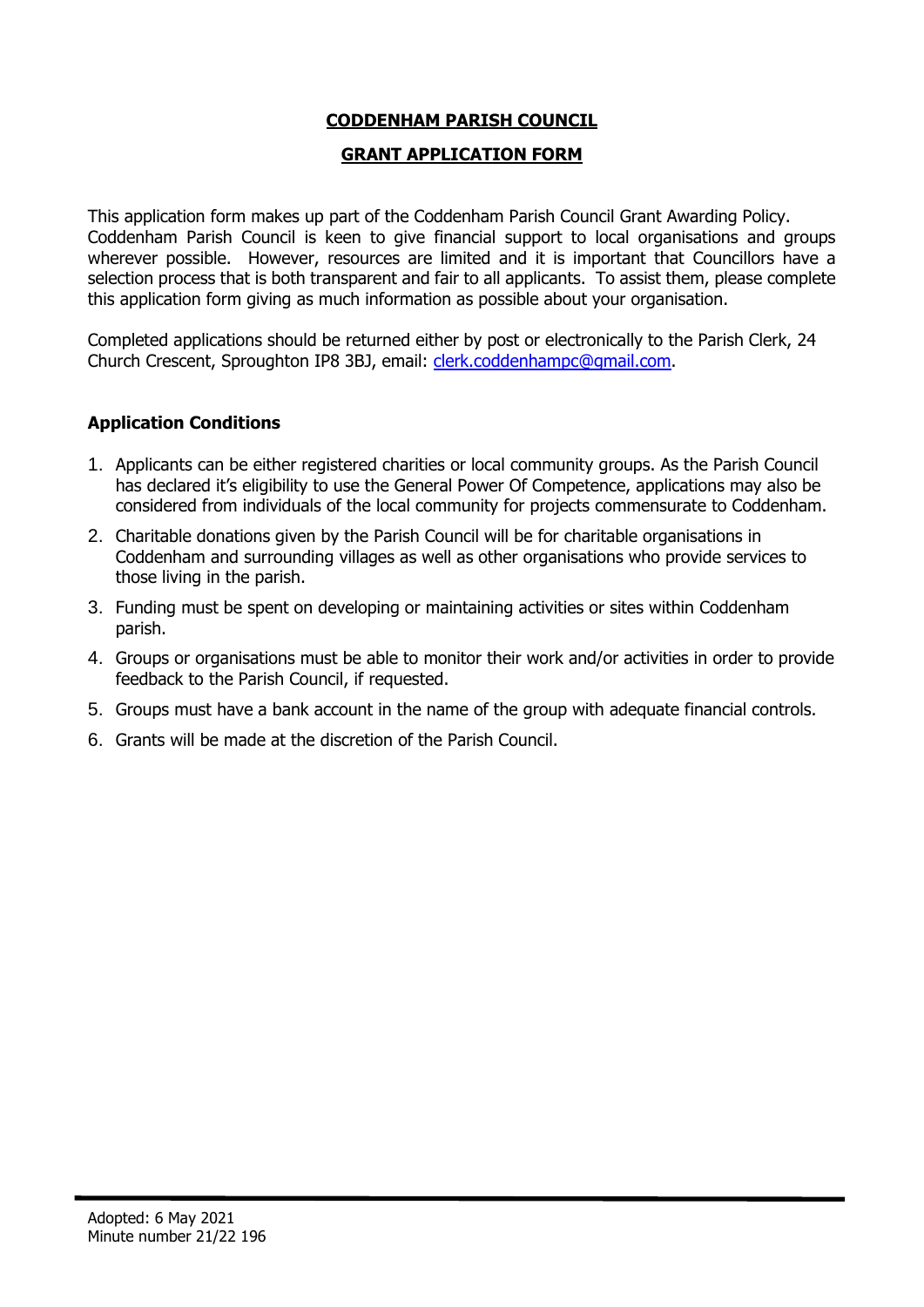**CODDENHAM PARISH COUNCIL**

**GRANT APPLICATION FORM**

This application form makes up part of the Coddenham Parish Council Grant Awarding Policy. Coddenham Parish Council is keen to give financial support to local organisations and groups wherever possible. However, resources are limited and it is important that Councillors have a selection process that is both transparent and fair to all applicants. To assist them, please complete this application form giving as much information as possible about your organisation.

Completed applications should be returned either by post or electronically to the Parish Clerk, 24 Church Crescent, Sproughton IP8 3BJ, email: clerk.coddenhampc@gmail.com.

**Application Conditions**

1. Applicants can be either registered charities or local community groups. As the Parish Council has declared it's eligibility to use the General Power Of Competence, applications may also be considered from individuals of the local community for projects commensurate to Coddenham.
2. Charitable donations given by the Parish Council will be for charitable organisations in Coddenham and surrounding villages as well as other organisations who provide services to those living in the parish.
3. Funding must be spent on developing or maintaining activities or sites within Coddenham parish.
4. Groups or organisations must be able to monitor their work and/or activities in order to provide feedback to the Parish Council, if requested.
5. Groups must have a bank account in the name of the group with adequate financial controls.
6. Grants will be made at the discretion of the Parish Council.

Adopted: 6 May 2021
Minute number 21/22 196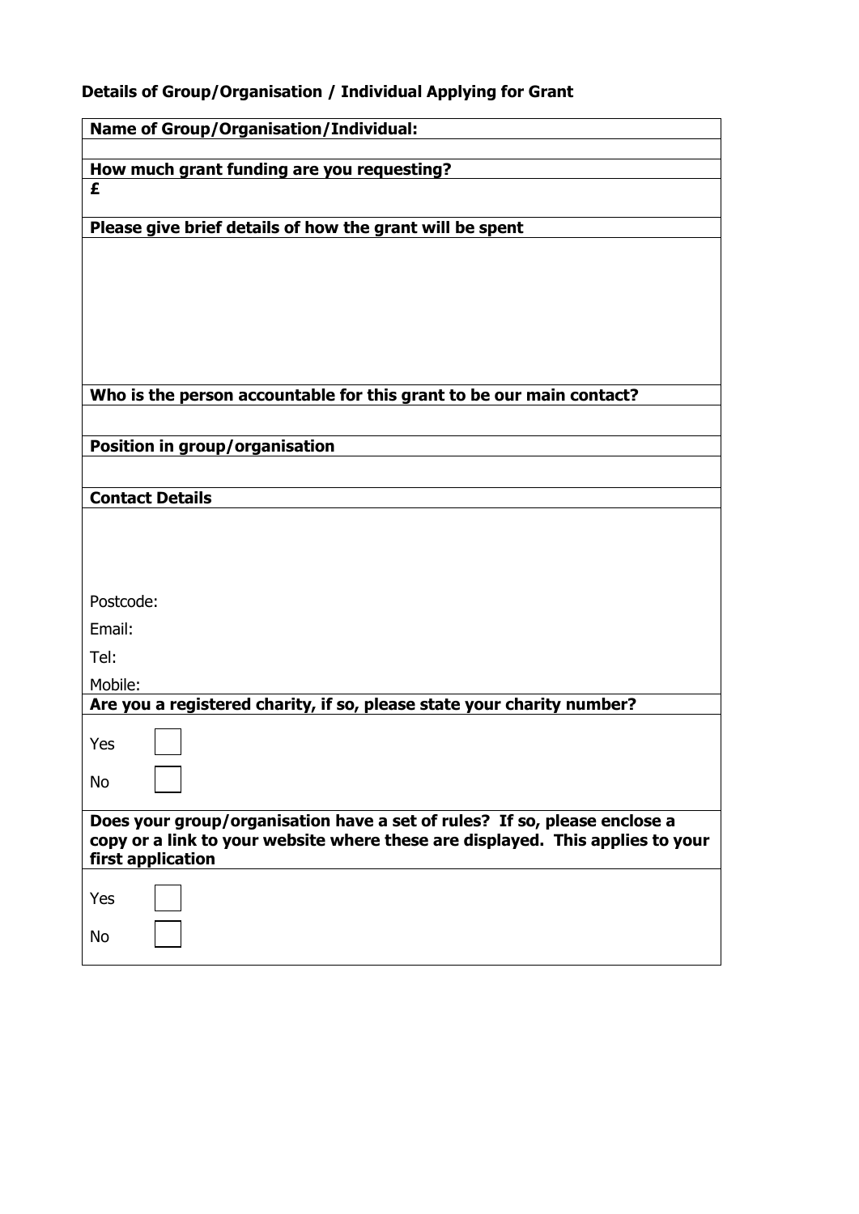**Details of Group/Organisation / Individual Applying for Grant**

| **Name of Group/Organisation/Individual:** |
|---|
| |
| **How much grant funding are you requesting?** |
| **£** |
| **Please give brief details of how the grant will be spent** |
| |
| **Who is the person accountable for this grant to be our main contact?** |
| |
| **Position in group/organisation** |
| |
| **Contact Details** |
| Postcode:<br>Email:<br>Tel:<br>Mobile: |
| **Are you a registered charity, if so, please state your charity number?** |
| Yes ☐<br>No ☐ |
| **Does your group/organisation have a set of rules? If so, please enclose a copy or a link to your website where these are displayed. This applies to your first application** |
| Yes ☐<br>No ☐ |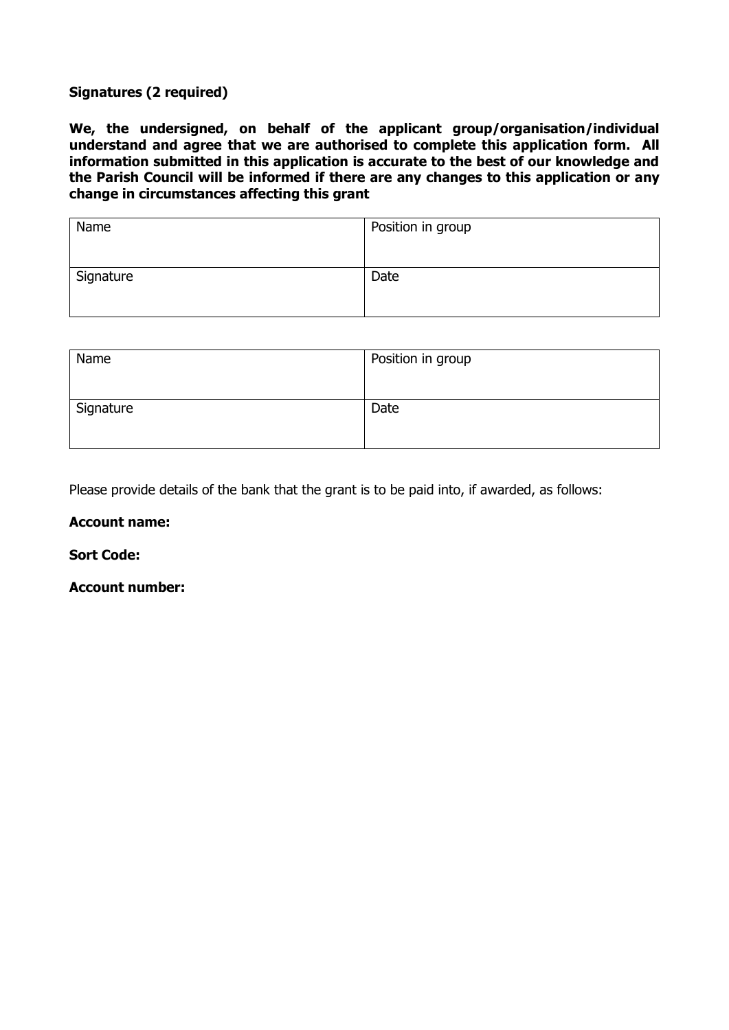**Signatures (2 required)**

**We, the undersigned, on behalf of the applicant group/organisation/individual understand and agree that we are authorised to complete this application form. All information submitted in this application is accurate to the best of our knowledge and the Parish Council will be informed if there are any changes to this application or any change in circumstances affecting this grant**

| | |
|---|---|
| Name | Position in group |
| Signature | Date |

| | |
|---|---|
| Name | Position in group |
| Signature | Date |

Please provide details of the bank that the grant is to be paid into, if awarded, as follows:

**Account name:**

**Sort Code:**

**Account number:**